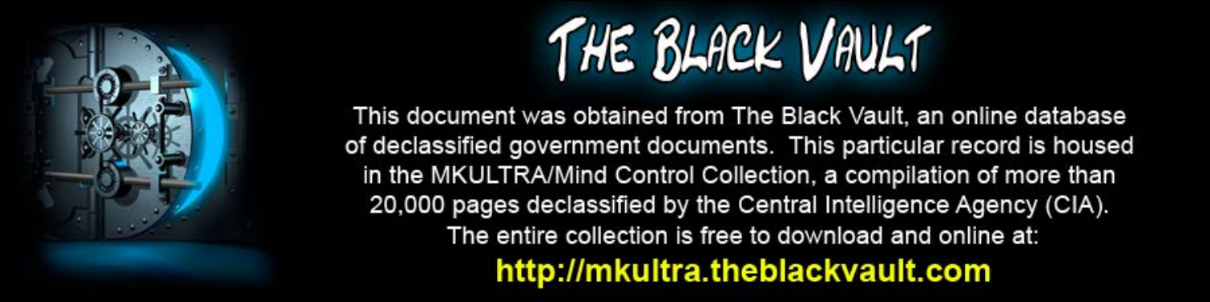# THE BLACK VAULT

This document was obtained from The Black Vault, an online database of declassified government documents. This particular record is housed in the MKULTRA/Mind Control Collection, a compilation of more than 20,000 pages declassified by the Central Intelligence Agency (CIA). The entire collection is free to download and online at:

**http://mkultra.theblackvault.com**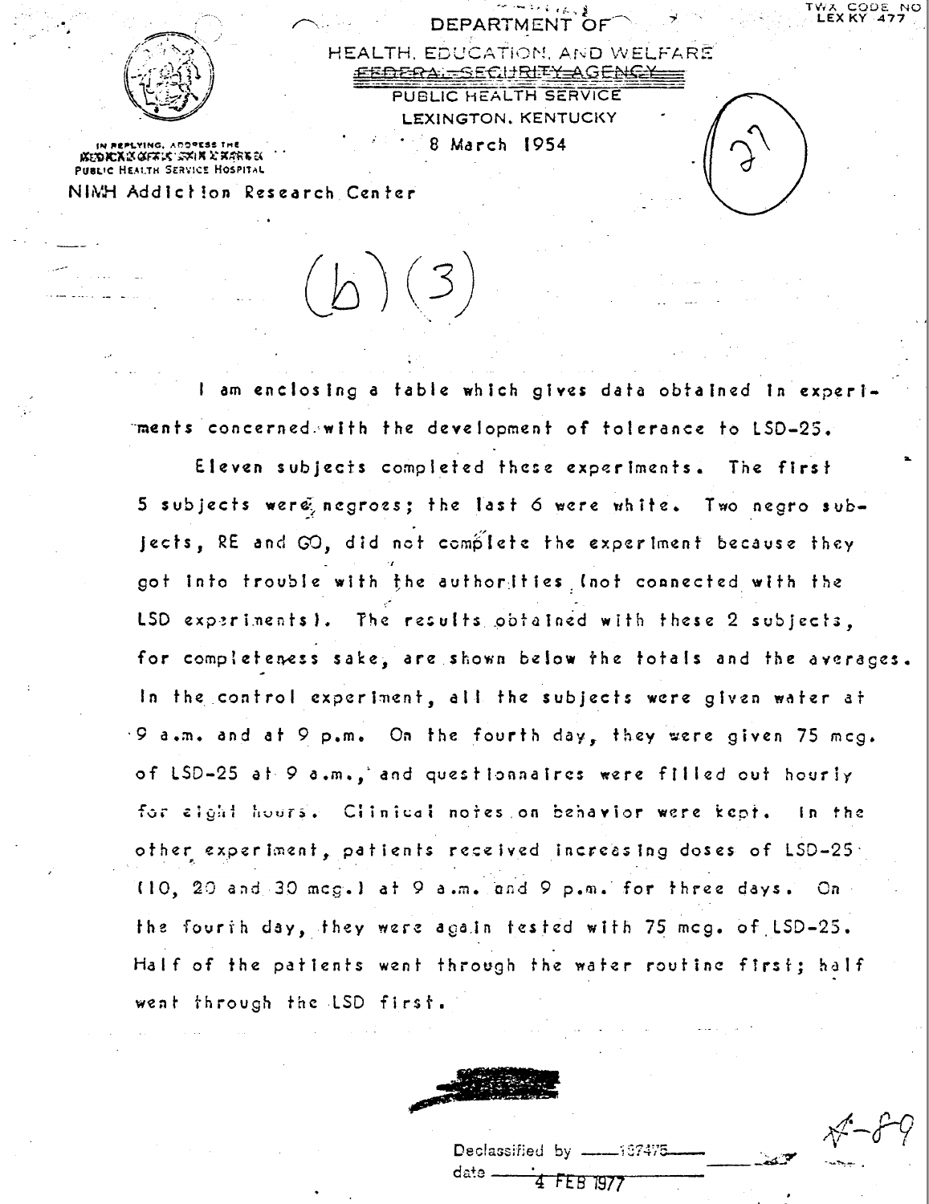DEPARTMENT OF

HEALTH, EDUCATION, AND WELFARE

~~FEDERAL SECURITY AGENCY~~

PUBLIC HEALTH SERVICE

LEXINGTON, KENTUCKY

8 March 1954

TWX CODE NO LEX KY 477

IN REPLYING, ADDRESS THE PUBLIC HEALTH SERVICE HOSPITAL

NIMH Addiction Research Center

(27)

(b)(3)

I am enclosing a table which gives data obtained in experiments concerned with the development of tolerance to LSD-25.

Eleven subjects completed these experiments. The first 5 subjects were negroes; the last 6 were white. Two negro subjects, RE and GO, did not complete the experiment because they got into trouble with the authorities (not connected with the LSD experiments). The results obtained with these 2 subjects, for completeness sake, are shown below the totals and the averages. In the control experiment, all the subjects were given water at 9 a.m. and at 9 p.m. On the fourth day, they were given 75 mcg. of LSD-25 at 9 a.m., and questionnaires were filled out hourly for eight hours. Clinical notes on behavior were kept. In the other experiment, patients received increasing doses of LSD-25 (10, 20 and 30 mcg.) at 9 a.m. and 9 p.m. for three days. On the fourth day, they were again tested with 75 mcg. of LSD-25. Half of the patients went through the water routine first; half went through the LSD first.

A-89

Declassified by 187475

date 4 FEB 1977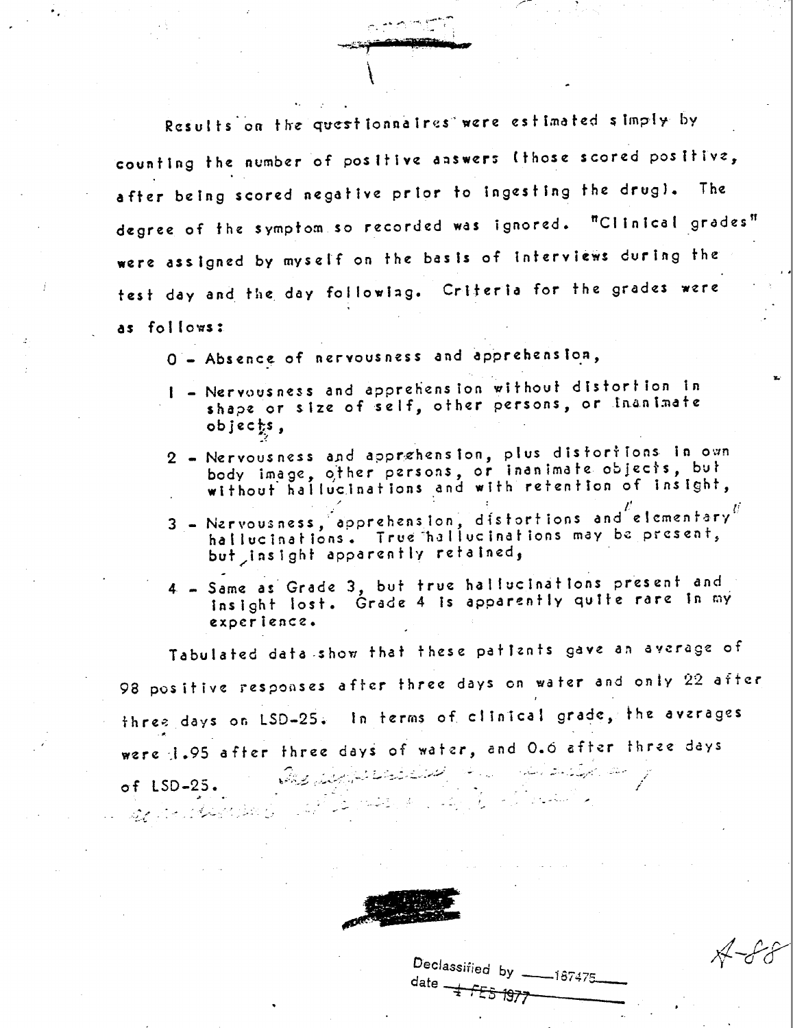Results on the questionnaires were estimated simply by counting the number of positive answers (those scored positive, after being scored negative prior to ingesting the drug). The degree of the symptom so recorded was ignored. "Clinical grades" were assigned by myself on the basis of interviews during the test day and the day following. Criteria for the grades were as follows:

0 - Absence of nervousness and apprehension,

1 - Nervousness and apprehension without distortion in shape or size of self, other persons, or inanimate objects,

2 - Nervousness and apprehension, plus distortions in own body image, other persons, or inanimate objects, but without hallucinations and with retention of insight,

3 - Nervousness, apprehension, distortions and "elementary" hallucinations. True hallucinations may be present, but insight apparently retained,

4 - Same as Grade 3, but true hallucinations present and insight lost. Grade 4 is apparently quite rare in my experience.

Tabulated data show that these patients gave an average of 98 positive responses after three days on water and only 22 after three days on LSD-25. In terms of clinical grade, the averages were 1.95 after three days of water, and 0.6 after three days of LSD-25.

A-88

Declassified by 187475

date ~~4 FEB 1977~~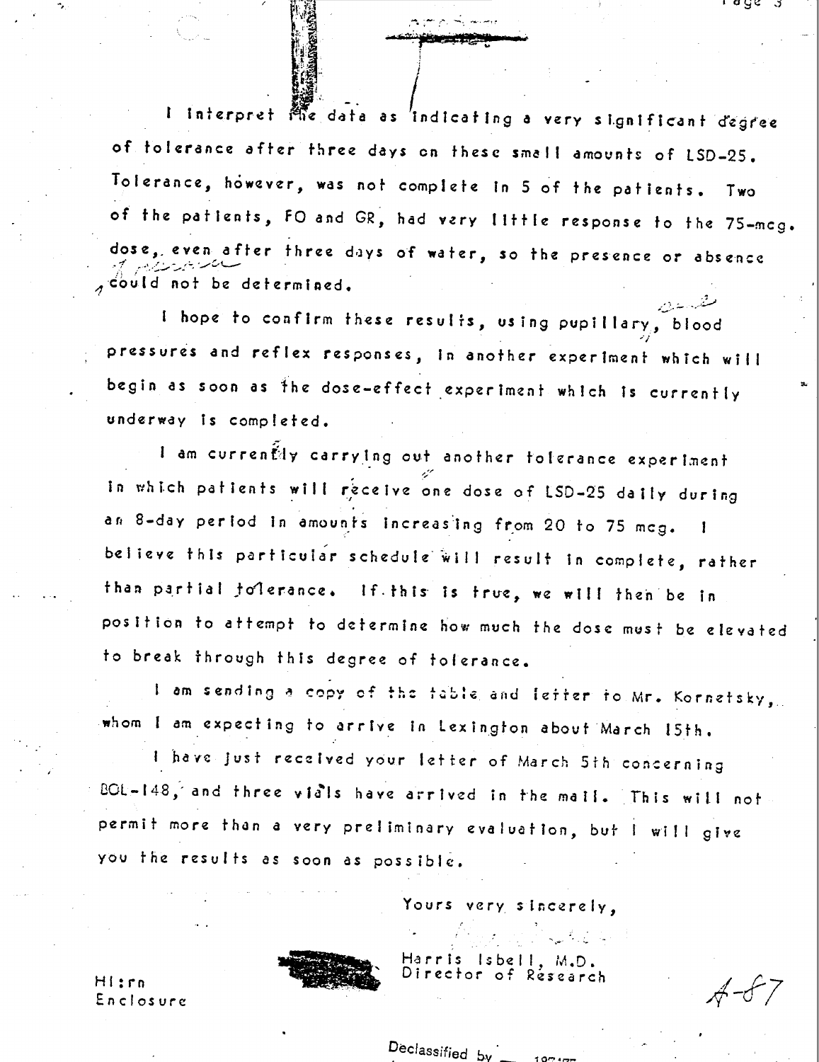I interpret the data as indicating a very significant degree of tolerance after three days on these small amounts of LSD-25. Tolerance, however, was not complete in 5 of the patients. Two of the patients, FO and GR, had very little response to the 75-mcg. dose, even after three days of water, so the presence or absence could not be determined.

I hope to confirm these results, using pupillary, blood pressures and reflex responses, in another experiment which will begin as soon as the dose-effect experiment which is currently underway is completed.

I am currently carrying out another tolerance experiment in which patients will receive one dose of LSD-25 daily during an 8-day period in amounts increasing from 20 to 75 mcg. I believe this particular schedule will result in complete, rather than partial tolerance. If this is true, we will then be in position to attempt to determine how much the dose must be elevated to break through this degree of tolerance.

I am sending a copy of the table and letter to Mr. Kornetsky, whom I am expecting to arrive in Lexington about March 15th.

I have just received your letter of March 5th concerning BOL-148, and three vials have arrived in the mail. This will not permit more than a very preliminary evaluation, but I will give you the results as soon as possible.

Yours very sincerely,

Harris Isbell, M.D.
Director of Research

HI:rn
Enclosure

A-87

Declassified by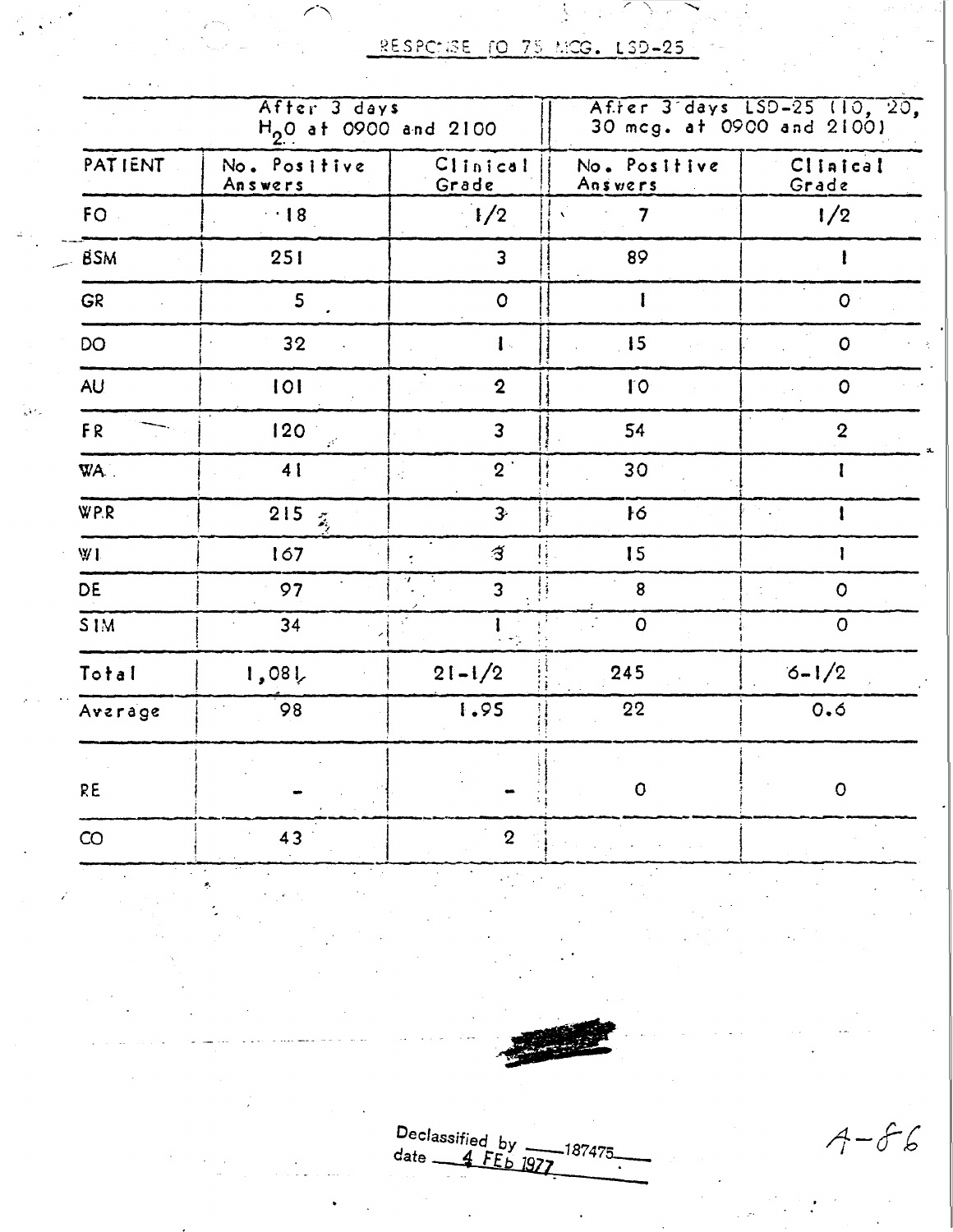## RESPONSE TO 75 MCG. LSD-25

| | After 3 days $H_2O$ at 0900 and 2100 | | After 3 days LSD-25 (10, 20, 30 mcg. at 0900 and 2100) | |
|---|---|---|---|---|
| PATIENT | No. Positive Answers | Clinical Grade | No. Positive Answers | Clinical Grade |
| FO | 18 | 1/2 | 7 | 1/2 |
| BSM | 251 | 3 | 89 | 1 |
| GR | 5 | 0 | 1 | 0 |
| DO | 32 | 1 | 15 | 0 |
| AU | 101 | 2 | 10 | 0 |
| FR | 120 | 3 | 54 | 2 |
| WA | 41 | 2 | 30 | 1 |
| WPR | 215 | 3 | 16 | 1 |
| WI | 167 | 3 | 15 | 1 |
| DE | 97 | 3 | 8 | 0 |
| SIM | 34 | 1 | 0 | 0 |
| Total | 1,081 | 21-1/2 | 245 | 6-1/2 |
| Average | 98 | 1.95 | 22 | 0.6 |
| RE | - | - | 0 | 0 |
| CO | 43 | 2 | | |

Declassified by 187475
date 4 FEB 1977

A-86